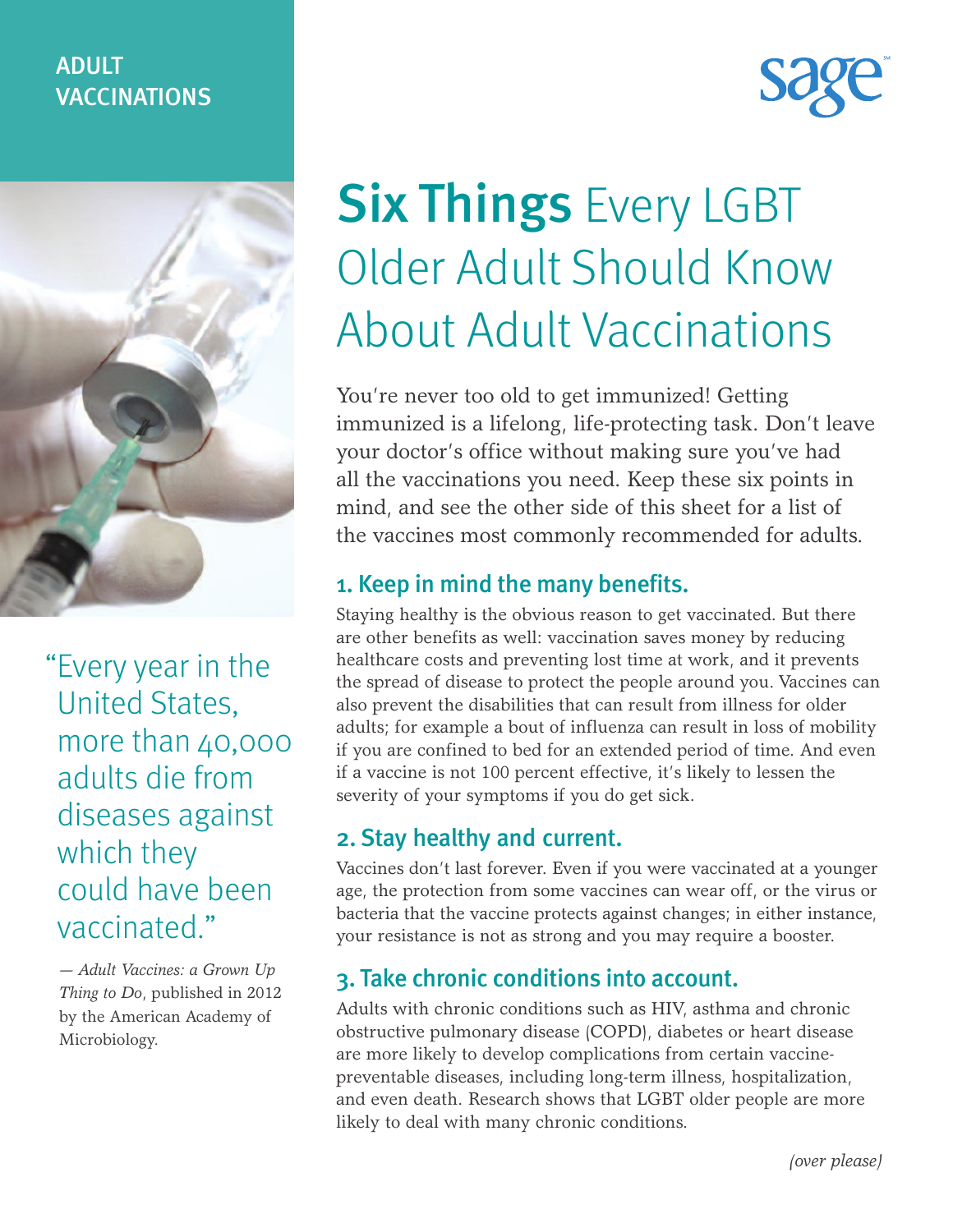ADULT VACCINATIONS

sage

# Six Things Every LGBT Older Adult Should Know About Adult Vaccinations

You're never too old to get immunized! Getting immunized is a lifelong, life-protecting task. Don't leave your doctor's office without making sure you've had all the vaccinations you need. Keep these six points in mind, and see the other side of this sheet for a list of the vaccines most commonly recommended for adults.

> "Every year in the United States, more than 40,000 adults die from diseases against which they could have been vaccinated."
>
> — *Adult Vaccines: a Grown Up Thing to Do*, published in 2012 by the American Academy of Microbiology.

## 1. Keep in mind the many benefits.

Staying healthy is the obvious reason to get vaccinated. But there are other benefits as well: vaccination saves money by reducing healthcare costs and preventing lost time at work, and it prevents the spread of disease to protect the people around you. Vaccines can also prevent the disabilities that can result from illness for older adults; for example a bout of influenza can result in loss of mobility if you are confined to bed for an extended period of time. And even if a vaccine is not 100 percent effective, it's likely to lessen the severity of your symptoms if you do get sick.

## 2. Stay healthy and current.

Vaccines don't last forever. Even if you were vaccinated at a younger age, the protection from some vaccines can wear off, or the virus or bacteria that the vaccine protects against changes; in either instance, your resistance is not as strong and you may require a booster.

## 3. Take chronic conditions into account.

Adults with chronic conditions such as HIV, asthma and chronic obstructive pulmonary disease (COPD), diabetes or heart disease are more likely to develop complications from certain vaccine-preventable diseases, including long-term illness, hospitalization, and even death. Research shows that LGBT older people are more likely to deal with many chronic conditions.

*(over please)*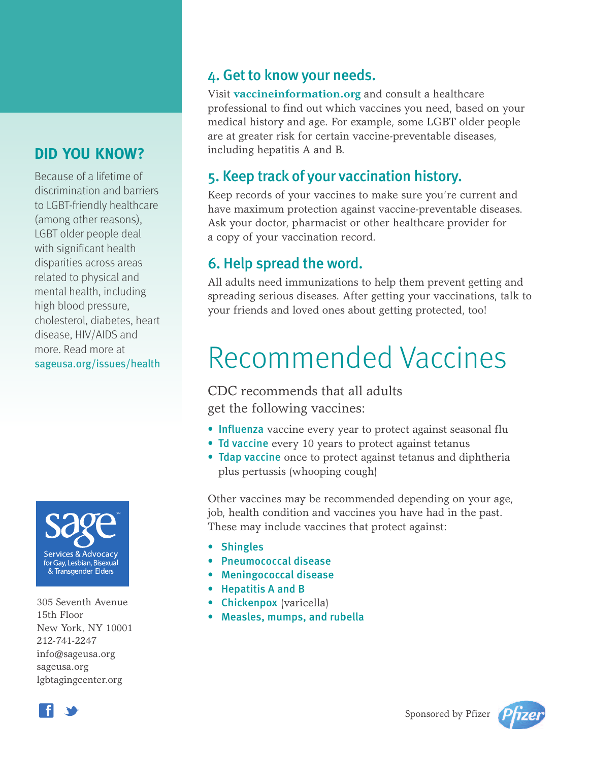## DID YOU KNOW?

Because of a lifetime of discrimination and barriers to LGBT-friendly healthcare (among other reasons), LGBT older people deal with significant health disparities across areas related to physical and mental health, including high blood pressure, cholesterol, diabetes, heart disease, HIV/AIDS and more. Read more at sageusa.org/issues/health

## 4. Get to know your needs.

Visit **vaccineinformation.org** and consult a healthcare professional to find out which vaccines you need, based on your medical history and age. For example, some LGBT older people are at greater risk for certain vaccine-preventable diseases, including hepatitis A and B.

## 5. Keep track of your vaccination history.

Keep records of your vaccines to make sure you're current and have maximum protection against vaccine-preventable diseases. Ask your doctor, pharmacist or other healthcare provider for a copy of your vaccination record.

## 6. Help spread the word.

All adults need immunizations to help them prevent getting and spreading serious diseases. After getting your vaccinations, talk to your friends and loved ones about getting protected, too!

# Recommended Vaccines

CDC recommends that all adults get the following vaccines:

- **Influenza** vaccine every year to protect against seasonal flu
- **Td vaccine** every 10 years to protect against tetanus
- **Tdap vaccine** once to protect against tetanus and diphtheria plus pertussis (whooping cough)

Other vaccines may be recommended depending on your age, job, health condition and vaccines you have had in the past. These may include vaccines that protect against:

- **Shingles**
- **Pneumococcal disease**
- **Meningococcal disease**
- **Hepatitis A and B**
- **Chickenpox** (varicella)
- **Measles, mumps, and rubella**

sage℠
Services & Advocacy for Gay, Lesbian, Bisexual & Transgender Elders

305 Seventh Avenue
15th Floor
New York, NY 10001
212-741-2247
info@sageusa.org
sageusa.org
lgbtagingcenter.org

Sponsored by Pfizer